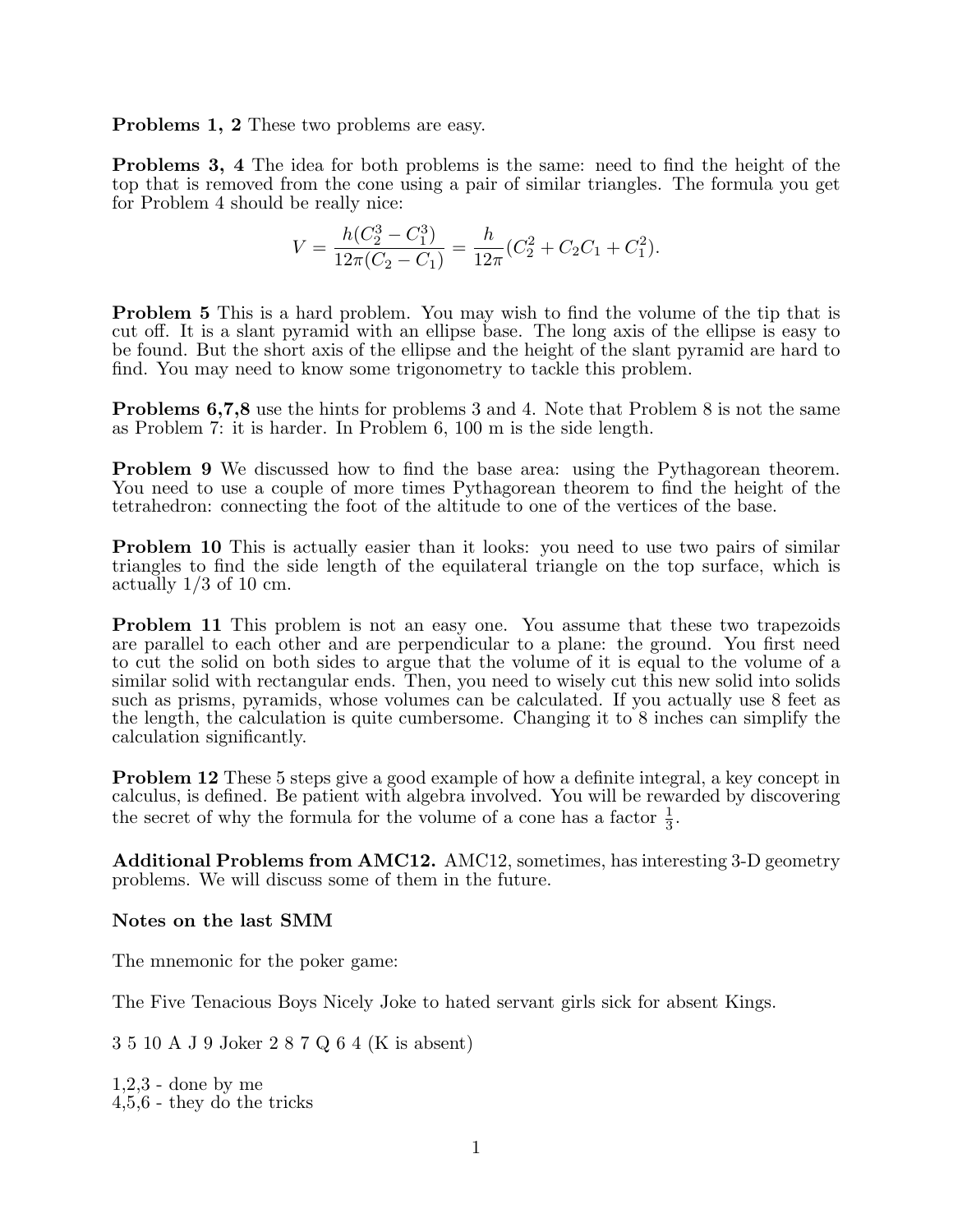**Problems 1, 2** These two problems are easy.

**Problems 3, 4** The idea for both problems is the same: need to find the height of the top that is removed from the cone using a pair of similar triangles. The formula you get for Problem 4 should be really nice:

$$V = \frac{h(C_2^3 - C_1^3)}{12\pi(C_2 - C_1)} = \frac{h}{12\pi}(C_2^2 + C_2C_1 + C_1^2).$$

**Problem 5** This is a hard problem. You may wish to find the volume of the tip that is cut off. It is a slant pyramid with an ellipse base. The long axis of the ellipse is easy to be found. But the short axis of the ellipse and the height of the slant pyramid are hard to find. You may need to know some trigonometry to tackle this problem.

**Problems 6,7,8** use the hints for problems 3 and 4. Note that Problem 8 is not the same as Problem 7: it is harder. In Problem 6, 100 m is the side length.

**Problem 9** We discussed how to find the base area: using the Pythagorean theorem. You need to use a couple of more times Pythagorean theorem to find the height of the tetrahedron: connecting the foot of the altitude to one of the vertices of the base.

**Problem 10** This is actually easier than it looks: you need to use two pairs of similar triangles to find the side length of the equilateral triangle on the top surface, which is actually 1/3 of 10 cm.

**Problem 11** This problem is not an easy one. You assume that these two trapezoids are parallel to each other and are perpendicular to a plane: the ground. You first need to cut the solid on both sides to argue that the volume of it is equal to the volume of a similar solid with rectangular ends. Then, you need to wisely cut this new solid into solids such as prisms, pyramids, whose volumes can be calculated. If you actually use 8 feet as the length, the calculation is quite cumbersome. Changing it to 8 inches can simplify the calculation significantly.

**Problem 12** These 5 steps give a good example of how a definite integral, a key concept in calculus, is defined. Be patient with algebra involved. You will be rewarded by discovering the secret of why the formula for the volume of a cone has a factor $\frac{1}{3}$.

**Additional Problems from AMC12.** AMC12, sometimes, has interesting 3-D geometry problems. We will discuss some of them in the future.

**Notes on the last SMM**

The mnemonic for the poker game:

The Five Tenacious Boys Nicely Joke to hated servant girls sick for absent Kings.

3 5 10 A J 9 Joker 2 8 7 Q 6 4 (K is absent)

1,2,3 - done by me  
4,5,6 - they do the tricks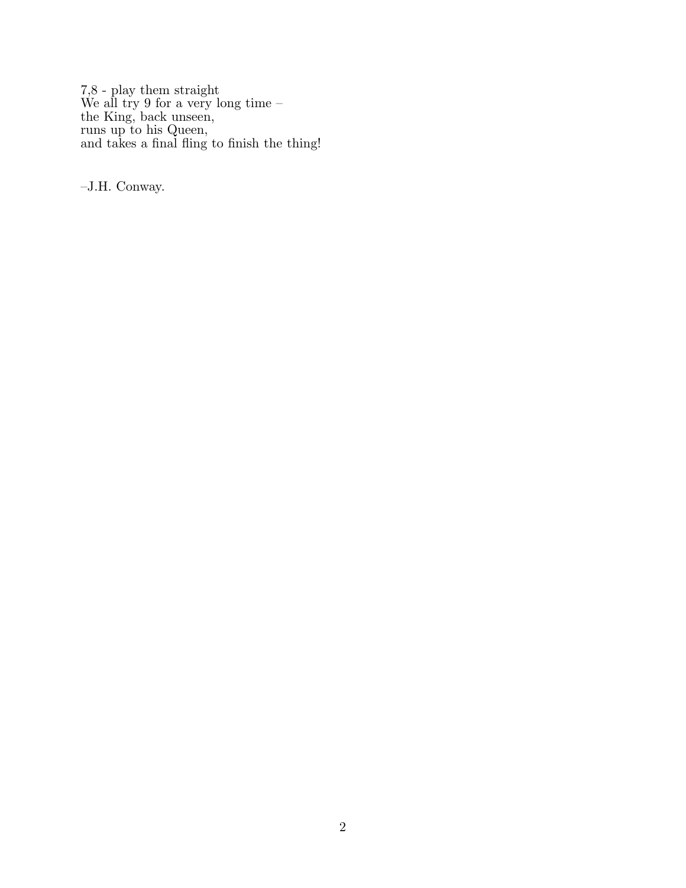7,8 - play them straight  
We all try 9 for a very long time –  
the King, back unseen,  
runs up to his Queen,  
and takes a final fling to finish the thing!

–J.H. Conway.